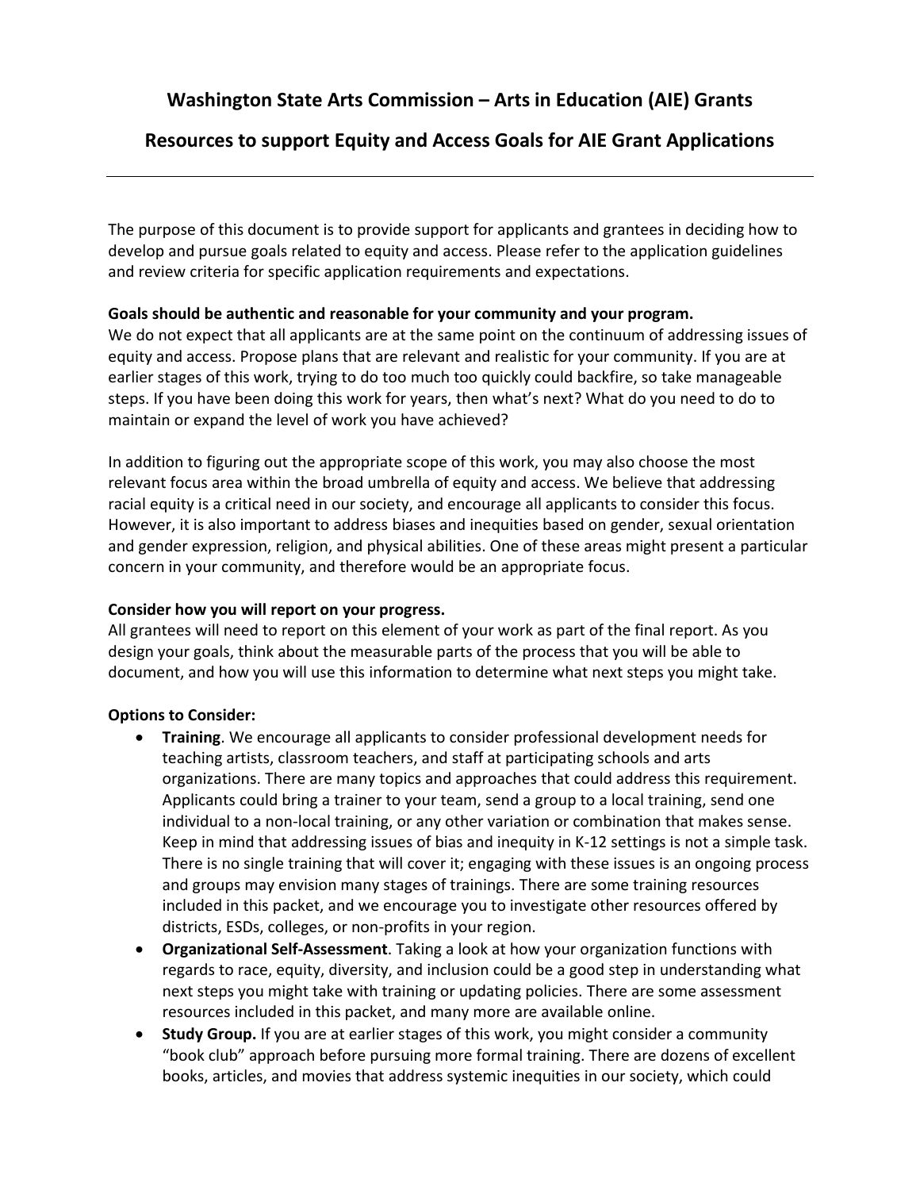# Washington State Arts Commission – Arts in Education (AIE) Grants

## Resources to support Equity and Access Goals for AIE Grant Applications

---

The purpose of this document is to provide support for applicants and grantees in deciding how to develop and pursue goals related to equity and access. Please refer to the application guidelines and review criteria for specific application requirements and expectations.

**Goals should be authentic and reasonable for your community and your program.**
We do not expect that all applicants are at the same point on the continuum of addressing issues of equity and access. Propose plans that are relevant and realistic for your community. If you are at earlier stages of this work, trying to do too much too quickly could backfire, so take manageable steps. If you have been doing this work for years, then what's next? What do you need to do to maintain or expand the level of work you have achieved?

In addition to figuring out the appropriate scope of this work, you may also choose the most relevant focus area within the broad umbrella of equity and access. We believe that addressing racial equity is a critical need in our society, and encourage all applicants to consider this focus. However, it is also important to address biases and inequities based on gender, sexual orientation and gender expression, religion, and physical abilities. One of these areas might present a particular concern in your community, and therefore would be an appropriate focus.

**Consider how you will report on your progress.**
All grantees will need to report on this element of your work as part of the final report. As you design your goals, think about the measurable parts of the process that you will be able to document, and how you will use this information to determine what next steps you might take.

**Options to Consider:**

- **Training**. We encourage all applicants to consider professional development needs for teaching artists, classroom teachers, and staff at participating schools and arts organizations. There are many topics and approaches that could address this requirement. Applicants could bring a trainer to your team, send a group to a local training, send one individual to a non-local training, or any other variation or combination that makes sense. Keep in mind that addressing issues of bias and inequity in K-12 settings is not a simple task. There is no single training that will cover it; engaging with these issues is an ongoing process and groups may envision many stages of trainings. There are some training resources included in this packet, and we encourage you to investigate other resources offered by districts, ESDs, colleges, or non-profits in your region.
- **Organizational Self-Assessment**. Taking a look at how your organization functions with regards to race, equity, diversity, and inclusion could be a good step in understanding what next steps you might take with training or updating policies. There are some assessment resources included in this packet, and many more are available online.
- **Study Group.** If you are at earlier stages of this work, you might consider a community "book club" approach before pursuing more formal training. There are dozens of excellent books, articles, and movies that address systemic inequities in our society, which could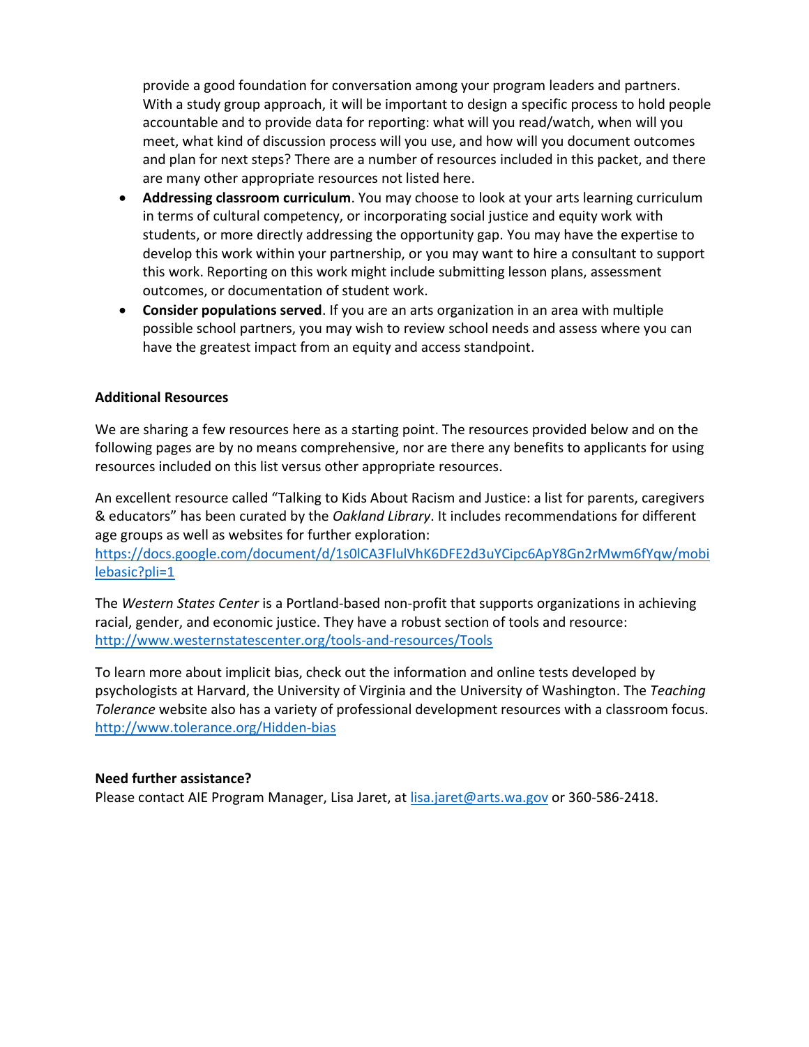provide a good foundation for conversation among your program leaders and partners. With a study group approach, it will be important to design a specific process to hold people accountable and to provide data for reporting: what will you read/watch, when will you meet, what kind of discussion process will you use, and how will you document outcomes and plan for next steps? There are a number of resources included in this packet, and there are many other appropriate resources not listed here.

- **Addressing classroom curriculum**. You may choose to look at your arts learning curriculum in terms of cultural competency, or incorporating social justice and equity work with students, or more directly addressing the opportunity gap. You may have the expertise to develop this work within your partnership, or you may want to hire a consultant to support this work. Reporting on this work might include submitting lesson plans, assessment outcomes, or documentation of student work.
- **Consider populations served**. If you are an arts organization in an area with multiple possible school partners, you may wish to review school needs and assess where you can have the greatest impact from an equity and access standpoint.

**Additional Resources**

We are sharing a few resources here as a starting point. The resources provided below and on the following pages are by no means comprehensive, nor are there any benefits to applicants for using resources included on this list versus other appropriate resources.

An excellent resource called "Talking to Kids About Racism and Justice: a list for parents, caregivers & educators" has been curated by the *Oakland Library*. It includes recommendations for different age groups as well as websites for further exploration: [https://docs.google.com/document/d/1s0lCA3FlulVhK6DFE2d3uYCipc6ApY8Gn2rMwm6fYqw/mobilebasic?pli=1](https://docs.google.com/document/d/1s0lCA3FlulVhK6DFE2d3uYCipc6ApY8Gn2rMwm6fYqw/mobilebasic?pli=1)

The *Western States Center* is a Portland-based non-profit that supports organizations in achieving racial, gender, and economic justice. They have a robust section of tools and resource: [http://www.westernstatescenter.org/tools-and-resources/Tools](http://www.westernstatescenter.org/tools-and-resources/Tools)

To learn more about implicit bias, check out the information and online tests developed by psychologists at Harvard, the University of Virginia and the University of Washington. The *Teaching Tolerance* website also has a variety of professional development resources with a classroom focus. [http://www.tolerance.org/Hidden-bias](http://www.tolerance.org/Hidden-bias)

**Need further assistance?**
Please contact AIE Program Manager, Lisa Jaret, at [lisa.jaret@arts.wa.gov](mailto:lisa.jaret@arts.wa.gov) or 360-586-2418.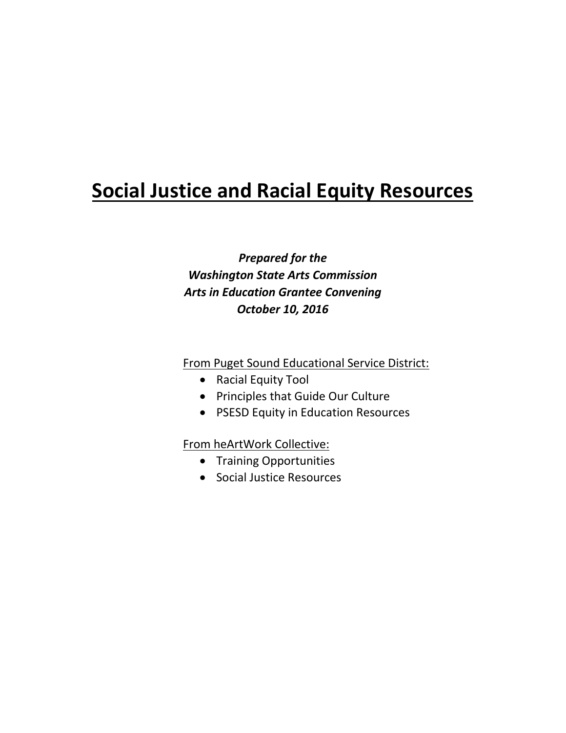# Social Justice and Racial Equity Resources

***Prepared for the***
***Washington State Arts Commission***
***Arts in Education Grantee Convening***
***October 10, 2016***

From Puget Sound Educational Service District:

- Racial Equity Tool
- Principles that Guide Our Culture
- PSESD Equity in Education Resources

From heArtWork Collective:

- Training Opportunities
- Social Justice Resources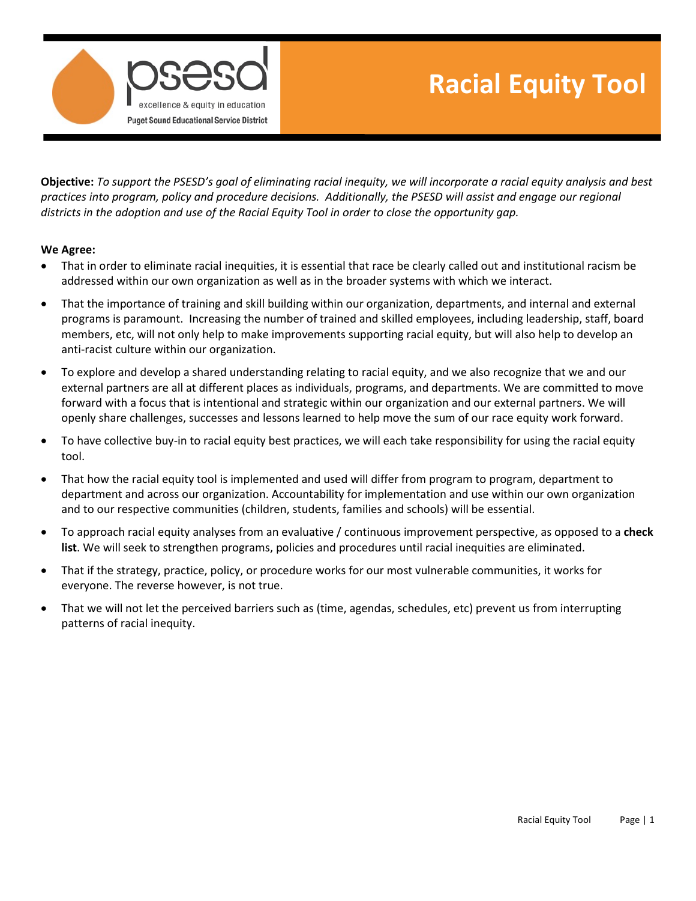psesd
excellence & equity in education
Puget Sound Educational Service District

# Racial Equity Tool

**Objective:** *To support the PSESD's goal of eliminating racial inequity, we will incorporate a racial equity analysis and best practices into program, policy and procedure decisions. Additionally, the PSESD will assist and engage our regional districts in the adoption and use of the Racial Equity Tool in order to close the opportunity gap.*

**We Agree:**

- That in order to eliminate racial inequities, it is essential that race be clearly called out and institutional racism be addressed within our own organization as well as in the broader systems with which we interact.
- That the importance of training and skill building within our organization, departments, and internal and external programs is paramount. Increasing the number of trained and skilled employees, including leadership, staff, board members, etc, will not only help to make improvements supporting racial equity, but will also help to develop an anti-racist culture within our organization.
- To explore and develop a shared understanding relating to racial equity, and we also recognize that we and our external partners are all at different places as individuals, programs, and departments. We are committed to move forward with a focus that is intentional and strategic within our organization and our external partners. We will openly share challenges, successes and lessons learned to help move the sum of our race equity work forward.
- To have collective buy-in to racial equity best practices, we will each take responsibility for using the racial equity tool.
- That how the racial equity tool is implemented and used will differ from program to program, department to department and across our organization. Accountability for implementation and use within our own organization and to our respective communities (children, students, families and schools) will be essential.
- To approach racial equity analyses from an evaluative / continuous improvement perspective, as opposed to a **check list**. We will seek to strengthen programs, policies and procedures until racial inequities are eliminated.
- That if the strategy, practice, policy, or procedure works for our most vulnerable communities, it works for everyone. The reverse however, is not true.
- That we will not let the perceived barriers such as (time, agendas, schedules, etc) prevent us from interrupting patterns of racial inequity.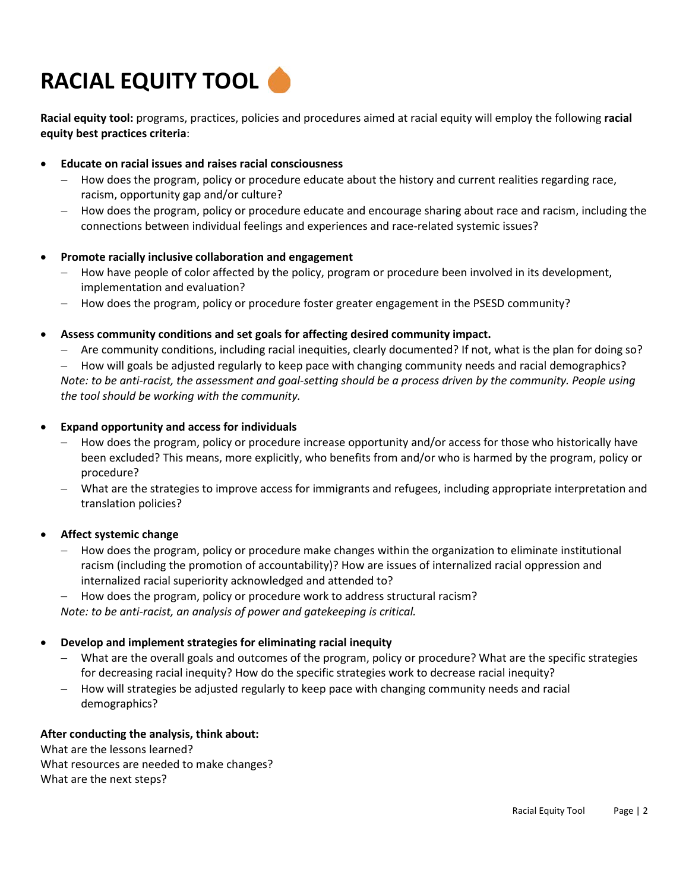# RACIAL EQUITY TOOL

**Racial equity tool:** programs, practices, policies and procedures aimed at racial equity will employ the following **racial equity best practices criteria**:

- **Educate on racial issues and raises racial consciousness**
  - How does the program, policy or procedure educate about the history and current realities regarding race, racism, opportunity gap and/or culture?
  - How does the program, policy or procedure educate and encourage sharing about race and racism, including the connections between individual feelings and experiences and race-related systemic issues?

- **Promote racially inclusive collaboration and engagement**
  - How have people of color affected by the policy, program or procedure been involved in its development, implementation and evaluation?
  - How does the program, policy or procedure foster greater engagement in the PSESD community?

- **Assess community conditions and set goals for affecting desired community impact.**
  - Are community conditions, including racial inequities, clearly documented? If not, what is the plan for doing so?
  - How will goals be adjusted regularly to keep pace with changing community needs and racial demographics?

  *Note: to be anti-racist, the assessment and goal-setting should be a process driven by the community. People using the tool should be working with the community.*

- **Expand opportunity and access for individuals**
  - How does the program, policy or procedure increase opportunity and/or access for those who historically have been excluded? This means, more explicitly, who benefits from and/or who is harmed by the program, policy or procedure?
  - What are the strategies to improve access for immigrants and refugees, including appropriate interpretation and translation policies?

- **Affect systemic change**
  - How does the program, policy or procedure make changes within the organization to eliminate institutional racism (including the promotion of accountability)? How are issues of internalized racial oppression and internalized racial superiority acknowledged and attended to?
  - How does the program, policy or procedure work to address structural racism?

  *Note: to be anti-racist, an analysis of power and gatekeeping is critical.*

- **Develop and implement strategies for eliminating racial inequity**
  - What are the overall goals and outcomes of the program, policy or procedure? What are the specific strategies for decreasing racial inequity? How do the specific strategies work to decrease racial inequity?
  - How will strategies be adjusted regularly to keep pace with changing community needs and racial demographics?

**After conducting the analysis, think about:**

What are the lessons learned?
What resources are needed to make changes?
What are the next steps?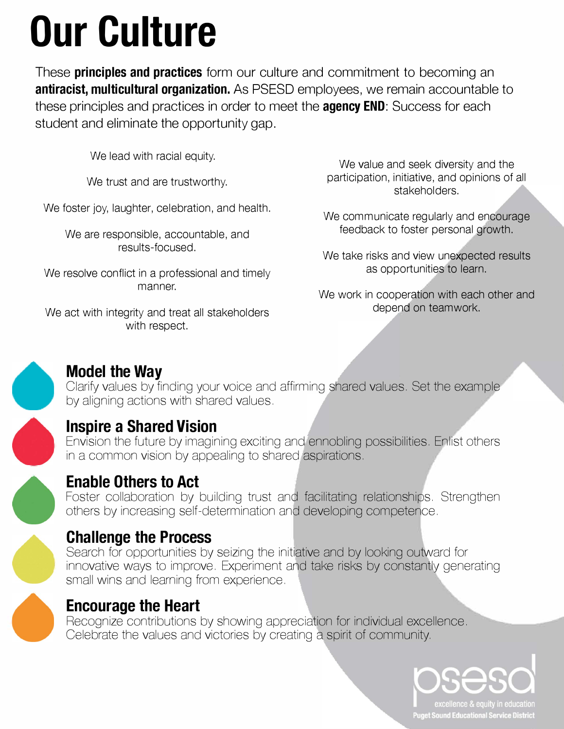# Our Culture

These **principles and practices** form our culture and commitment to becoming an **antiracist, multicultural organization.** As PSESD employees, we remain accountable to these principles and practices in order to meet the **agency END**: Success for each student and eliminate the opportunity gap.

We lead with racial equity.

We trust and are trustworthy.

We foster joy, laughter, celebration, and health.

We are responsible, accountable, and results-focused.

We resolve conflict in a professional and timely manner.

We act with integrity and treat all stakeholders with respect.

We value and seek diversity and the participation, initiative, and opinions of all stakeholders.

We communicate regularly and encourage feedback to foster personal growth.

We take risks and view unexpected results as opportunities to learn.

We work in cooperation with each other and depend on teamwork.

## Model the Way

Clarify values by finding your voice and affirming shared values. Set the example by aligning actions with shared values.

## Inspire a Shared Vision

Envision the future by imagining exciting and ennobling possibilities. Enlist others in a common vision by appealing to shared aspirations.

## Enable Others to Act

Foster collaboration by building trust and facilitating relationships. Strengthen others by increasing self-determination and developing competence.

## Challenge the Process

Search for opportunities by seizing the initiative and by looking outward for innovative ways to improve. Experiment and take risks by constantly generating small wins and learning from experience.

## Encourage the Heart

Recognize contributions by showing appreciation for individual excellence. Celebrate the values and victories by creating a spirit of community.

psesd
excellence & equity in education
Puget Sound Educational Service District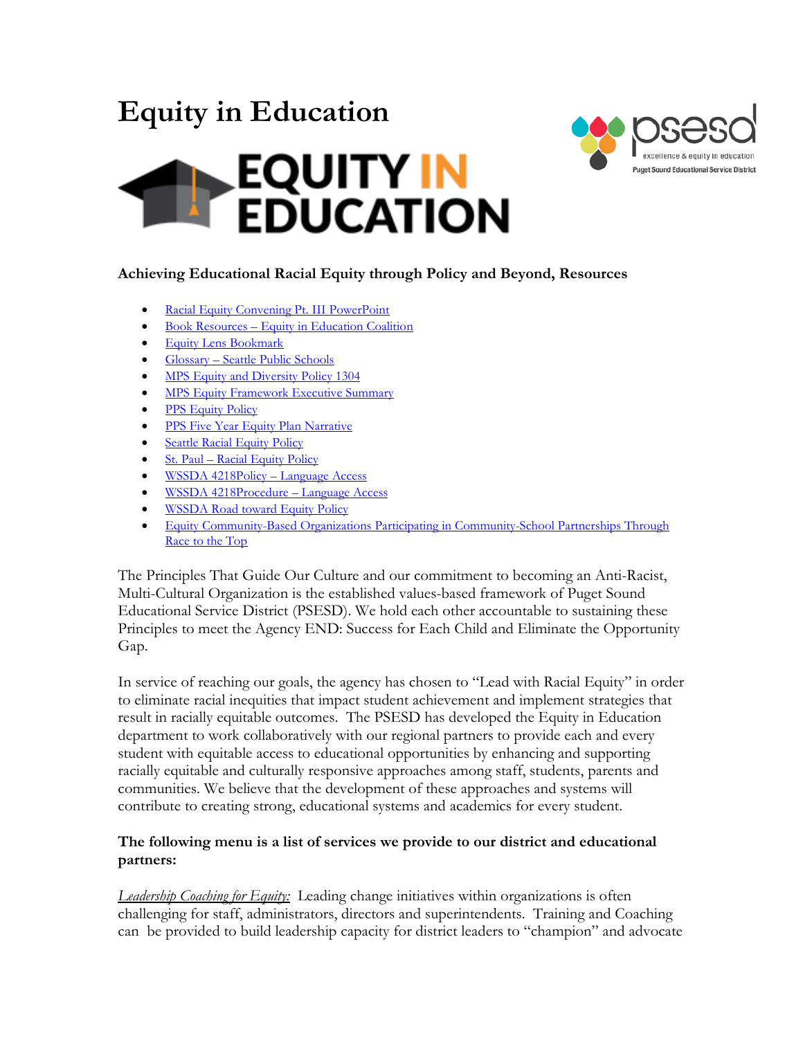# Equity in Education

**Achieving Educational Racial Equity through Policy and Beyond, Resources**

- Racial Equity Convening Pt. III PowerPoint
- Book Resources – Equity in Education Coalition
- Equity Lens Bookmark
- Glossary – Seattle Public Schools
- MPS Equity and Diversity Policy 1304
- MPS Equity Framework Executive Summary
- PPS Equity Policy
- PPS Five Year Equity Plan Narrative
- Seattle Racial Equity Policy
- St. Paul – Racial Equity Policy
- WSSDA 4218Policy – Language Access
- WSSDA 4218Procedure – Language Access
- WSSDA Road toward Equity Policy
- Equity Community-Based Organizations Participating in Community-School Partnerships Through Race to the Top

The Principles That Guide Our Culture and our commitment to becoming an Anti-Racist, Multi-Cultural Organization is the established values-based framework of Puget Sound Educational Service District (PSESD). We hold each other accountable to sustaining these Principles to meet the Agency END: Success for Each Child and Eliminate the Opportunity Gap.

In service of reaching our goals, the agency has chosen to "Lead with Racial Equity" in order to eliminate racial inequities that impact student achievement and implement strategies that result in racially equitable outcomes. The PSESD has developed the Equity in Education department to work collaboratively with our regional partners to provide each and every student with equitable access to educational opportunities by enhancing and supporting racially equitable and culturally responsive approaches among staff, students, parents and communities. We believe that the development of these approaches and systems will contribute to creating strong, educational systems and academics for every student.

**The following menu is a list of services we provide to our district and educational partners:**

*Leadership Coaching for Equity:* Leading change initiatives within organizations is often challenging for staff, administrators, directors and superintendents. Training and Coaching can be provided to build leadership capacity for district leaders to "champion" and advocate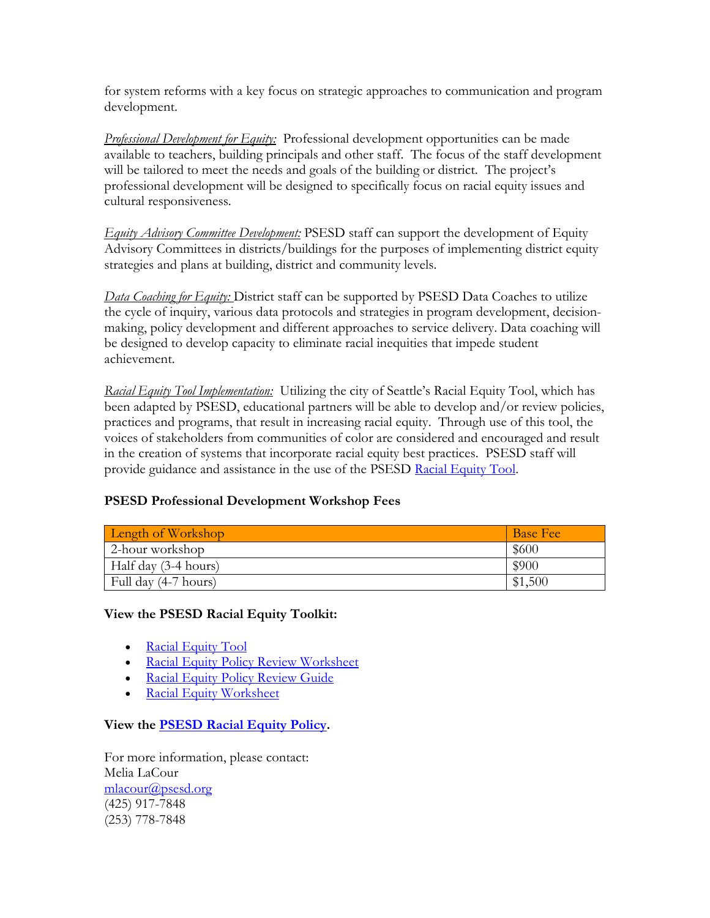for system reforms with a key focus on strategic approaches to communication and program development.

*Professional Development for Equity:* Professional development opportunities can be made available to teachers, building principals and other staff. The focus of the staff development will be tailored to meet the needs and goals of the building or district. The project's professional development will be designed to specifically focus on racial equity issues and cultural responsiveness.

*Equity Advisory Committee Development:* PSESD staff can support the development of Equity Advisory Committees in districts/buildings for the purposes of implementing district equity strategies and plans at building, district and community levels.

*Data Coaching for Equity:* District staff can be supported by PSESD Data Coaches to utilize the cycle of inquiry, various data protocols and strategies in program development, decision-making, policy development and different approaches to service delivery. Data coaching will be designed to develop capacity to eliminate racial inequities that impede student achievement.

*Racial Equity Tool Implementation:* Utilizing the city of Seattle's Racial Equity Tool, which has been adapted by PSESD, educational partners will be able to develop and/or review policies, practices and programs, that result in increasing racial equity. Through use of this tool, the voices of stakeholders from communities of color are considered and encouraged and result in the creation of systems that incorporate racial equity best practices. PSESD staff will provide guidance and assistance in the use of the PSESD Racial Equity Tool.

**PSESD Professional Development Workshop Fees**

| Length of Workshop | Base Fee |
|---|---|
| 2-hour workshop | $600 |
| Half day (3-4 hours) | $900 |
| Full day (4-7 hours) | $1,500 |

**View the PSESD Racial Equity Toolkit:**

- Racial Equity Tool
- Racial Equity Policy Review Worksheet
- Racial Equity Policy Review Guide
- Racial Equity Worksheet

**View the PSESD Racial Equity Policy.**

For more information, please contact:
Melia LaCour
mlacour@psesd.org
(425) 917-7848
(253) 778-7848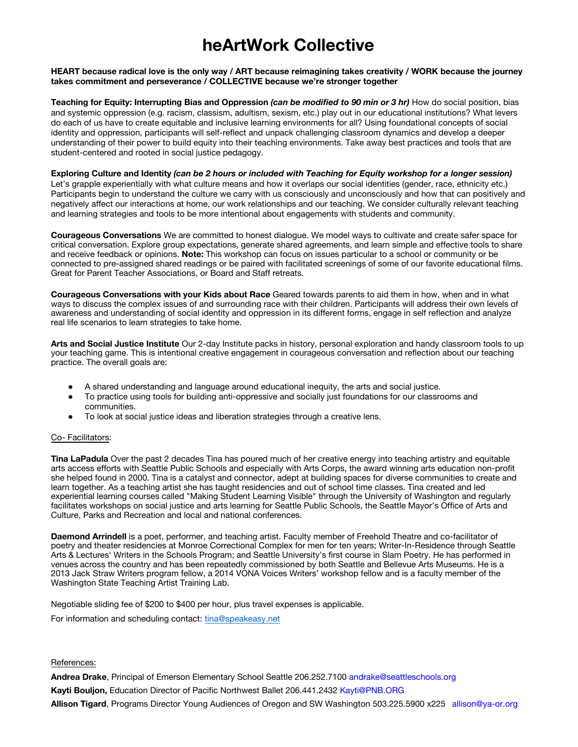# heArtWork Collective

**HEART because radical love is the only way / ART because reimagining takes creativity / WORK because the journey takes commitment and perseverance / COLLECTIVE because we're stronger together**

**Teaching for Equity: Interrupting Bias and Oppression** ***(can be modified to 90 min or 3 hr)*** How do social position, bias and systemic oppression (e.g. racism, classism, adultism, sexism, etc.) play out in our educational institutions? What levers do each of us have to create equitable and inclusive learning environments for all? Using foundational concepts of social identity and oppression, participants will self-reflect and unpack challenging classroom dynamics and develop a deeper understanding of their power to build equity into their teaching environments. Take away best practices and tools that are student-centered and rooted in social justice pedagogy.

**Exploring Culture and Identity** ***(can be 2 hours or included with Teaching for Equity workshop for a longer session)*** Let's grapple experientially with what culture means and how it overlaps our social identities (gender, race, ethnicity etc.) Participants begin to understand the culture we carry with us consciously and unconsciously and how that can positively and negatively affect our interactions at home, our work relationships and our teaching. We consider culturally relevant teaching and learning strategies and tools to be more intentional about engagements with students and community.

**Courageous Conversations** We are committed to honest dialogue. We model ways to cultivate and create safer space for critical conversation. Explore group expectations, generate shared agreements, and learn simple and effective tools to share and receive feedback or opinions. **Note:** This workshop can focus on issues particular to a school or community or be connected to pre-assigned shared readings or be paired with facilitated screenings of some of our favorite educational films. Great for Parent Teacher Associations, or Board and Staff retreats.

**Courageous Conversations with your Kids about Race** Geared towards parents to aid them in how, when and in what ways to discuss the complex issues of and surrounding race with their children. Participants will address their own levels of awareness and understanding of social identity and oppression in its different forms, engage in self reflection and analyze real life scenarios to learn strategies to take home.

**Arts and Social Justice Institute** Our 2-day Institute packs in history, personal exploration and handy classroom tools to up your teaching game. This is intentional creative engagement in courageous conversation and reflection about our teaching practice. The overall goals are:

- A shared understanding and language around educational inequity, the arts and social justice.
- To practice using tools for building anti-oppressive and socially just foundations for our classrooms and communities.
- To look at social justice ideas and liberation strategies through a creative lens.

<u>Co- Facilitators</u>:

**Tina LaPadula** Over the past 2 decades Tina has poured much of her creative energy into teaching artistry and equitable arts access efforts with Seattle Public Schools and especially with Arts Corps, the award winning arts education non-profit she helped found in 2000. Tina is a catalyst and connector, adept at building spaces for diverse communities to create and learn together. As a teaching artist she has taught residencies and out of school time classes. Tina created and led experiential learning courses called "Making Student Learning Visible" through the University of Washington and regularly facilitates workshops on social justice and arts learning for Seattle Public Schools, the Seattle Mayor's Office of Arts and Culture, Parks and Recreation and local and national conferences.

**Daemond Arrindell** is a poet, performer, and teaching artist. Faculty member of Freehold Theatre and co-facilitator of poetry and theater residencies at Monroe Correctional Complex for men for ten years; Writer-In-Residence through Seattle Arts & Lectures' Writers in the Schools Program; and Seattle University's first course in Slam Poetry. He has performed in venues across the country and has been repeatedly commissioned by both Seattle and Bellevue Arts Museums. He is a 2013 Jack Straw Writers program fellow, a 2014 VONA Voices Writers' workshop fellow and is a faculty member of the Washington State Teaching Artist Training Lab.

Negotiable sliding fee of $200 to $400 per hour, plus travel expenses is applicable.

For information and scheduling contact: tina@speakeasy.net

<u>References:</u>

**Andrea Drake**, Principal of Emerson Elementary School Seattle 206.252.7100 andrake@seattleschools.org

**Kayti Bouljon,** Education Director of Pacific Northwest Ballet 206.441.2432 Kayti@PNB.ORG

**Allison Tigard**, Programs Director Young Audiences of Oregon and SW Washington 503.225.5900 x225 allison@ya-or.org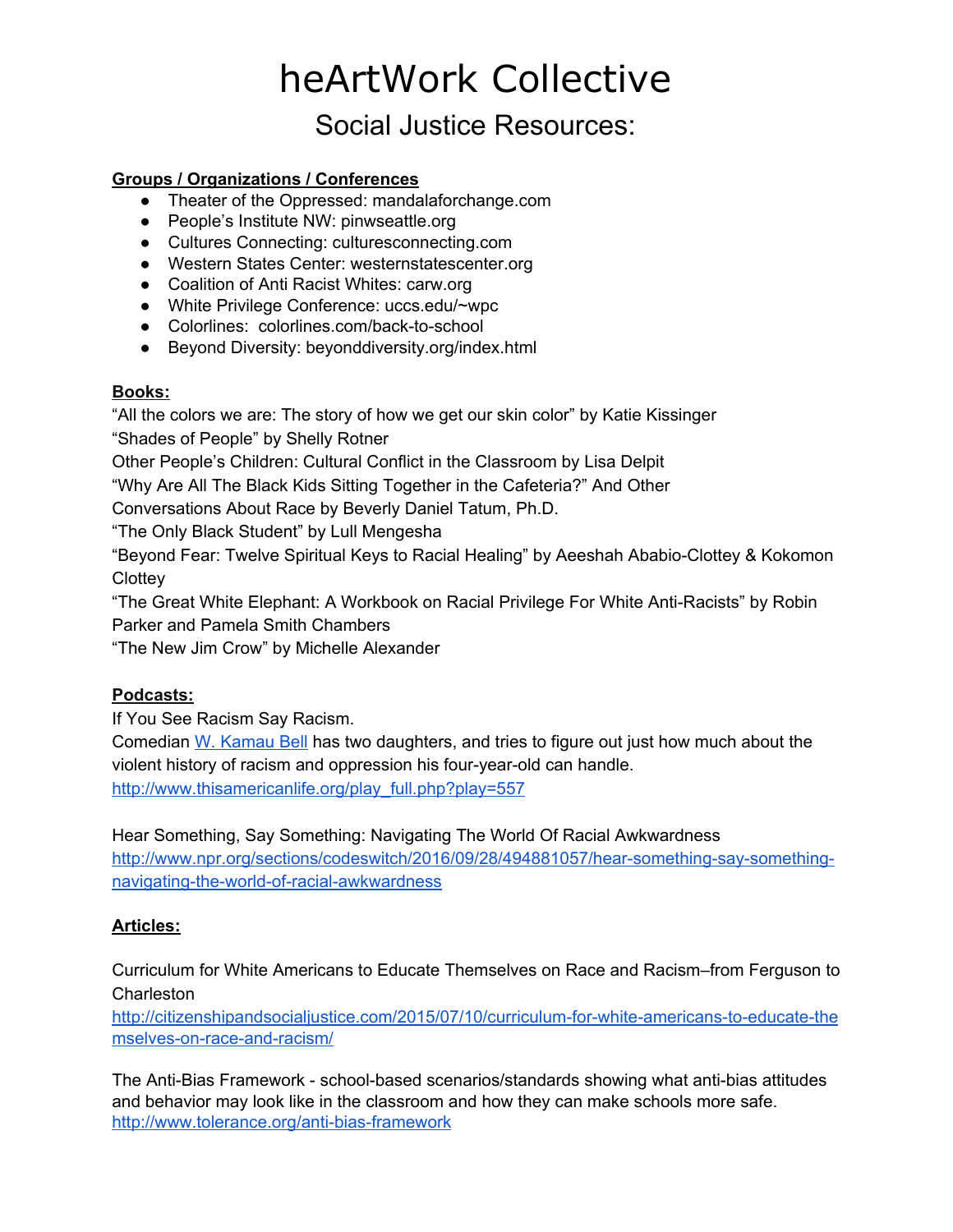# heArtWork Collective

## Social Justice Resources:

**Groups / Organizations / Conferences**

- Theater of the Oppressed: mandalaforchange.com
- People's Institute NW: pinwseattle.org
- Cultures Connecting: culturesconnecting.com
- Western States Center: westernstatescenter.org
- Coalition of Anti Racist Whites: carw.org
- White Privilege Conference: uccs.edu/~wpc
- Colorlines: colorlines.com/back-to-school
- Beyond Diversity: beyonddiversity.org/index.html

**Books:**

"All the colors we are: The story of how we get our skin color" by Katie Kissinger
"Shades of People" by Shelly Rotner
Other People's Children: Cultural Conflict in the Classroom by Lisa Delpit
"Why Are All The Black Kids Sitting Together in the Cafeteria?" And Other Conversations About Race by Beverly Daniel Tatum, Ph.D.
"The Only Black Student" by Lull Mengesha
"Beyond Fear: Twelve Spiritual Keys to Racial Healing" by Aeeshah Ababio-Clottey & Kokomon Clottey
"The Great White Elephant: A Workbook on Racial Privilege For White Anti-Racists" by Robin Parker and Pamela Smith Chambers
"The New Jim Crow" by Michelle Alexander

**Podcasts:**

If You See Racism Say Racism.
Comedian [W. Kamau Bell](W. Kamau Bell) has two daughters, and tries to figure out just how much about the violent history of racism and oppression his four-year-old can handle.
[http://www.thisamericanlife.org/play_full.php?play=557](http://www.thisamericanlife.org/play_full.php?play=557)

Hear Something, Say Something: Navigating The World Of Racial Awkwardness
[http://www.npr.org/sections/codeswitch/2016/09/28/494881057/hear-something-say-something-navigating-the-world-of-racial-awkwardness](http://www.npr.org/sections/codeswitch/2016/09/28/494881057/hear-something-say-something-navigating-the-world-of-racial-awkwardness)

**Articles:**

Curriculum for White Americans to Educate Themselves on Race and Racism–from Ferguson to Charleston
[http://citizenshipandsocialjustice.com/2015/07/10/curriculum-for-white-americans-to-educate-themselves-on-race-and-racism/](http://citizenshipandsocialjustice.com/2015/07/10/curriculum-for-white-americans-to-educate-themselves-on-race-and-racism/)

The Anti-Bias Framework - school-based scenarios/standards showing what anti-bias attitudes and behavior may look like in the classroom and how they can make schools more safe.
[http://www.tolerance.org/anti-bias-framework](http://www.tolerance.org/anti-bias-framework)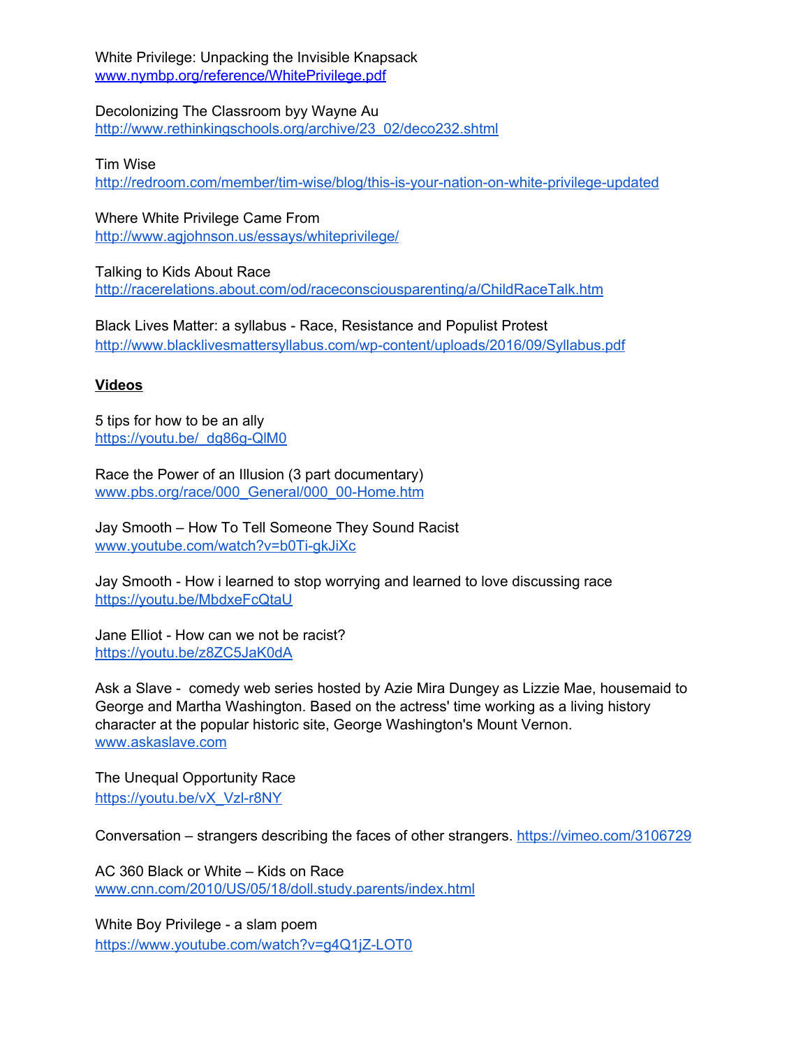White Privilege: Unpacking the Invisible Knapsack
www.nymbp.org/reference/WhitePrivilege.pdf

Decolonizing The Classroom byy Wayne Au
http://www.rethinkingschools.org/archive/23_02/deco232.shtml

Tim Wise
http://redroom.com/member/tim-wise/blog/this-is-your-nation-on-white-privilege-updated

Where White Privilege Came From
http://www.agjohnson.us/essays/whiteprivilege/

Talking to Kids About Race
http://racerelations.about.com/od/raceconsciousparenting/a/ChildRaceTalk.htm

Black Lives Matter: a syllabus - Race, Resistance and Populist Protest
http://www.blacklivesmattersyllabus.com/wp-content/uploads/2016/09/Syllabus.pdf

**Videos**

5 tips for how to be an ally
https://youtu.be/_dg86g-QlM0

Race the Power of an Illusion (3 part documentary)
www.pbs.org/race/000_General/000_00-Home.htm

Jay Smooth – How To Tell Someone They Sound Racist
www.youtube.com/watch?v=b0Ti-gkJiXc

Jay Smooth - How i learned to stop worrying and learned to love discussing race
https://youtu.be/MbdxeFcQtaU

Jane Elliot - How can we not be racist?
https://youtu.be/z8ZC5JaK0dA

Ask a Slave - comedy web series hosted by Azie Mira Dungey as Lizzie Mae, housemaid to George and Martha Washington. Based on the actress' time working as a living history character at the popular historic site, George Washington's Mount Vernon.
www.askaslave.com

The Unequal Opportunity Race
https://youtu.be/vX_Vzl-r8NY

Conversation – strangers describing the faces of other strangers. https://vimeo.com/3106729

AC 360 Black or White – Kids on Race
www.cnn.com/2010/US/05/18/doll.study.parents/index.html

White Boy Privilege - a slam poem
https://www.youtube.com/watch?v=g4Q1jZ-LOT0